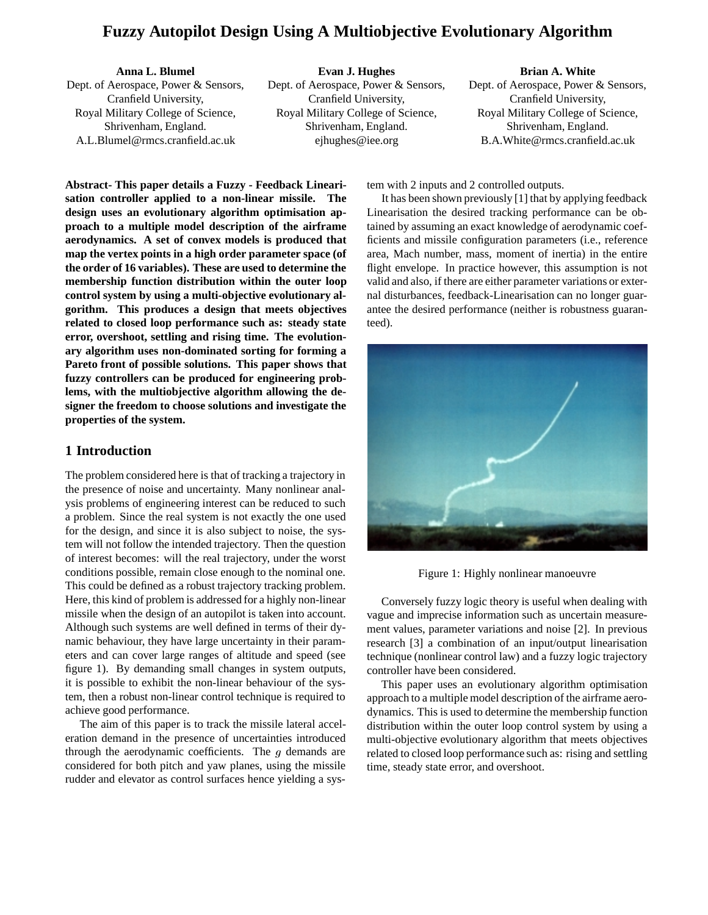# Fuzzy Autopilot Design Using A Multiobjective Evolutionary Algorithm

**Anna L. Blumel**
Dept. of Aerospace, Power & Sensors,
Cranfield University,
Royal Military College of Science,
Shrivenham, England.
A.L.Blumel@rmcs.cranfield.ac.uk

**Evan J. Hughes**
Dept. of Aerospace, Power & Sensors,
Cranfield University,
Royal Military College of Science,
Shrivenham, England.
ejhughes@iee.org

**Brian A. White**
Dept. of Aerospace, Power & Sensors,
Cranfield University,
Royal Military College of Science,
Shrivenham, England.
B.A.White@rmcs.cranfield.ac.uk

**Abstract- This paper details a Fuzzy - Feedback Linearisation controller applied to a non-linear missile. The design uses an evolutionary algorithm optimisation approach to a multiple model description of the airframe aerodynamics. A set of convex models is produced that map the vertex points in a high order parameter space (of the order of 16 variables). These are used to determine the membership function distribution within the outer loop control system by using a multi-objective evolutionary algorithm. This produces a design that meets objectives related to closed loop performance such as: steady state error, overshoot, settling and rising time. The evolutionary algorithm uses non-dominated sorting for forming a Pareto front of possible solutions. This paper shows that fuzzy controllers can be produced for engineering problems, with the multiobjective algorithm allowing the designer the freedom to choose solutions and investigate the properties of the system.**

## 1 Introduction

The problem considered here is that of tracking a trajectory in the presence of noise and uncertainty. Many nonlinear analysis problems of engineering interest can be reduced to such a problem. Since the real system is not exactly the one used for the design, and since it is also subject to noise, the system will not follow the intended trajectory. Then the question of interest becomes: will the real trajectory, under the worst conditions possible, remain close enough to the nominal one. This could be defined as a robust trajectory tracking problem. Here, this kind of problem is addressed for a highly non-linear missile when the design of an autopilot is taken into account. Although such systems are well defined in terms of their dynamic behaviour, they have large uncertainty in their parameters and can cover large ranges of altitude and speed (see figure 1). By demanding small changes in system outputs, it is possible to exhibit the non-linear behaviour of the system, then a robust non-linear control technique is required to achieve good performance.

The aim of this paper is to track the missile lateral acceleration demand in the presence of uncertainties introduced through the aerodynamic coefficients. The $g$ demands are considered for both pitch and yaw planes, using the missile rudder and elevator as control surfaces hence yielding a system with 2 inputs and 2 controlled outputs.

It has been shown previously [1] that by applying feedback Linearisation the desired tracking performance can be obtained by assuming an exact knowledge of aerodynamic coefficients and missile configuration parameters (i.e., reference area, Mach number, mass, moment of inertia) in the entire flight envelope. In practice however, this assumption is not valid and also, if there are either parameter variations or external disturbances, feedback-Linearisation can no longer guarantee the desired performance (neither is robustness guaranteed).

Figure 1: Highly nonlinear manoeuvre

Conversely fuzzy logic theory is useful when dealing with vague and imprecise information such as uncertain measurement values, parameter variations and noise [2]. In previous research [3] a combination of an input/output linearisation technique (nonlinear control law) and a fuzzy logic trajectory controller have been considered.

This paper uses an evolutionary algorithm optimisation approach to a multiple model description of the airframe aerodynamics. This is used to determine the membership function distribution within the outer loop control system by using a multi-objective evolutionary algorithm that meets objectives related to closed loop performance such as: rising and settling time, steady state error, and overshoot.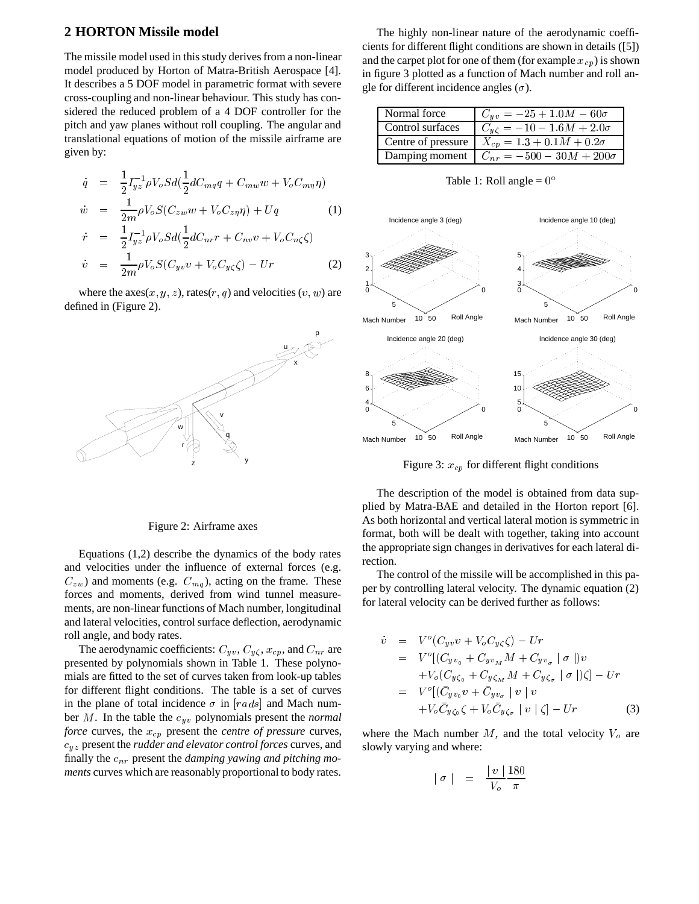## 2 HORTON Missile model

The missile model used in this study derives from a non-linear model produced by Horton of Matra-British Aerospace [4]. It describes a 5 DOF model in parametric format with severe cross-coupling and non-linear behaviour. This study has considered the reduced problem of a 4 DOF controller for the pitch and yaw planes without roll coupling. The angular and translational equations of motion of the missile airframe are given by:

$$
\begin{aligned}
\dot{q} &= \frac{1}{2} I_{yz}^{-1} \rho V_o S d \left(\frac{1}{2} d C_{mq} q + C_{mw} w + V_o C_{m\eta} \eta\right) \\
\dot{w} &= \frac{1}{2m} \rho V_o S (C_{zw} w + V_o C_{z\eta} \eta) + U q \qquad (1) \\
\dot{r} &= \frac{1}{2} I_{yz}^{-1} \rho V_o S d \left(\frac{1}{2} d C_{nr} r + C_{nv} v + V_o C_{n\zeta} \zeta\right) \\
\dot{v} &= \frac{1}{2m} \rho V_o S (C_{yv} v + V_o C_{y\zeta} \zeta) - U r \qquad (2)
\end{aligned}
$$

where the axes($x, y, z$), rates($r, q$) and velocities ($v, w$) are defined in (Figure 2).

Figure 2: Airframe axes

Equations (1,2) describe the dynamics of the body rates and velocities under the influence of external forces (e.g. $C_{zw}$) and moments (e.g. $C_{mq}$), acting on the frame. These forces and moments, derived from wind tunnel measurements, are non-linear functions of Mach number, longitudinal and lateral velocities, control surface deflection, aerodynamic roll angle, and body rates.

The aerodynamic coefficients: $C_{yv}$, $C_{y\zeta}$, $x_{cp}$, and $C_{nr}$ are presented by polynomials shown in Table 1. These polynomials are fitted to the set of curves taken from look-up tables for different flight conditions. The table is a set of curves in the plane of total incidence $\sigma$ in $[rads]$ and Mach number $M$. In the table the $c_{yv}$ polynomials present the *normal force* curves, the $x_{cp}$ present the *centre of pressure* curves, $c_{yz}$ present the *rudder and elevator control forces* curves, and finally the $c_{nr}$ present the *damping yawing and pitching moments* curves which are reasonably proportional to body rates.

The highly non-linear nature of the aerodynamic coefficients for different flight conditions are shown in details ([5]) and the carpet plot for one of them (for example $x_{cp}$) is shown in figure 3 plotted as a function of Mach number and roll angle for different incidence angles ($\sigma$).

| | |
|---|---|
| Normal force | $C_{yv} = -25 + 1.0M - 60\sigma$ |
| Control surfaces | $C_{y\zeta} = -10 - 1.6M + 2.0\sigma$ |
| Centre of pressure | $X_{cp} = 1.3 + 0.1M + 0.2\sigma$ |
| Damping moment | $C_{nr} = -500 - 30M + 200\sigma$ |

Table 1: Roll angle = $0°$

Figure 3: $x_{cp}$ for different flight conditions

The description of the model is obtained from data supplied by Matra-BAE and detailed in the Horton report [6]. As both horizontal and vertical lateral motion is symmetric in format, both will be dealt with together, taking into account the appropriate sign changes in derivatives for each lateral direction.

The control of the missile will be accomplished in this paper by controlling lateral velocity. The dynamic equation (2) for lateral velocity can be derived further as follows:

$$
\begin{aligned}
\dot{v} &= V^o (C_{yv} v + V_o C_{y\zeta} \zeta) - U r \\
&= V^o [(C_{yv_0} + C_{yv_M} M + C_{yv_\sigma} \mid \sigma \mid) v \\
&\quad + V_o (C_{y\zeta_0} + C_{y\zeta_M} M + C_{y\zeta_\sigma} \mid \sigma \mid) \zeta] - U r \\
&= V^o [(\bar{C}_{yv_0} v + \bar{C}_{yv_\sigma} \mid v \mid v \\
&\quad + V_o \bar{C}_{y\zeta_0} \zeta + V_o \bar{C}_{y\zeta_\sigma} \mid v \mid \zeta] - U r \qquad (3)
\end{aligned}
$$

where the Mach number $M$, and the total velocity $V_o$ are slowly varying and where:

$$
\mid \sigma \mid \;=\; \frac{\mid v \mid}{V_o} \frac{180}{\pi}
$$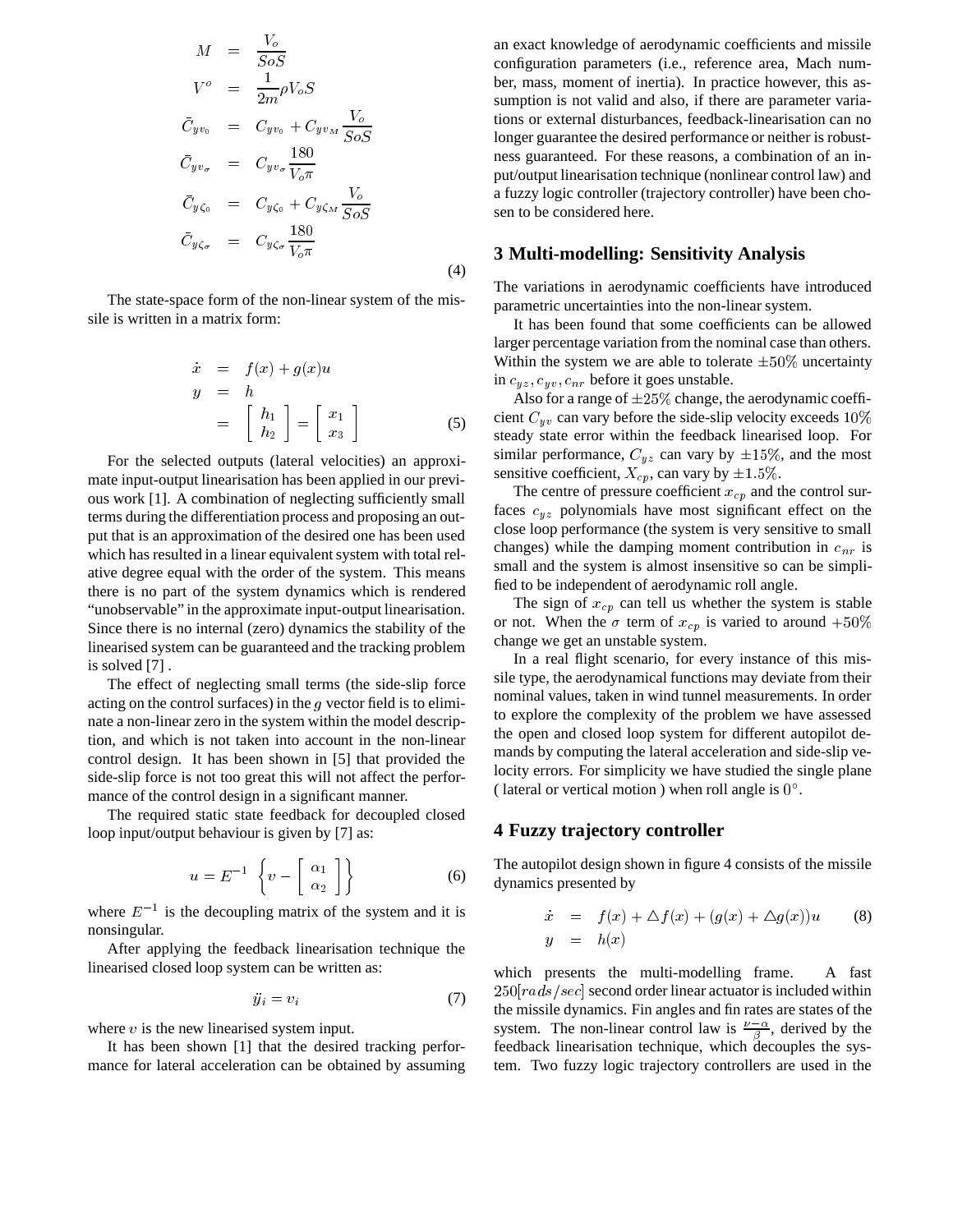$$
\begin{aligned}
M &= \frac{V_o}{SoS} \\
V^o &= \frac{1}{2m}\rho V_o S \\
\bar{C}_{yv_0} &= C_{yv_0} + C_{yv_M}\frac{V_o}{SoS} \\
\bar{C}_{yv_\sigma} &= C_{yv_\sigma}\frac{180}{V_o\pi} \\
\bar{C}_{y\zeta_0} &= C_{y\zeta_0} + C_{y\zeta_M}\frac{V_o}{SoS} \\
\bar{C}_{y\zeta_\sigma} &= C_{y\zeta_\sigma}\frac{180}{V_o\pi}
\end{aligned}
\tag{4}
$$

The state-space form of the non-linear system of the missile is written in a matrix form:

$$
\begin{aligned}
\dot{x} &= f(x) + g(x)u \\
y &= h \\
&= \begin{bmatrix} h_1 \\ h_2 \end{bmatrix} = \begin{bmatrix} x_1 \\ x_3 \end{bmatrix}
\end{aligned}
\tag{5}
$$

For the selected outputs (lateral velocities) an approximate input-output linearisation has been applied in our previous work [1]. A combination of neglecting sufficiently small terms during the differentiation process and proposing an output that is an approximation of the desired one has been used which has resulted in a linear equivalent system with total relative degree equal with the order of the system. This means there is no part of the system dynamics which is rendered "unobservable" in the approximate input-output linearisation. Since there is no internal (zero) dynamics the stability of the linearised system can be guaranteed and the tracking problem is solved [7] .

The effect of neglecting small terms (the side-slip force acting on the control surfaces) in the $g$ vector field is to eliminate a non-linear zero in the system within the model description, and which is not taken into account in the non-linear control design. It has been shown in [5] that provided the side-slip force is not too great this will not affect the performance of the control design in a significant manner.

The required static state feedback for decoupled closed loop input/output behaviour is given by [7] as:

$$
u = E^{-1}\left\{ v - \begin{bmatrix} \alpha_1 \\ \alpha_2 \end{bmatrix} \right\}
\tag{6}
$$

where $E^{-1}$ is the decoupling matrix of the system and it is nonsingular.

After applying the feedback linearisation technique the linearised closed loop system can be written as:

$$
\ddot{y}_i = v_i
\tag{7}
$$

where $v$ is the new linearised system input.

It has been shown [1] that the desired tracking performance for lateral acceleration can be obtained by assuming an exact knowledge of aerodynamic coefficients and missile configuration parameters (i.e., reference area, Mach number, mass, moment of inertia). In practice however, this assumption is not valid and also, if there are parameter variations or external disturbances, feedback-linearisation can no longer guarantee the desired performance or neither is robustness guaranteed. For these reasons, a combination of an input/output linearisation technique (nonlinear control law) and a fuzzy logic controller (trajectory controller) have been chosen to be considered here.

## 3 Multi-modelling: Sensitivity Analysis

The variations in aerodynamic coefficients have introduced parametric uncertainties into the non-linear system.

It has been found that some coefficients can be allowed larger percentage variation from the nominal case than others. Within the system we are able to tolerate $\pm 50\%$ uncertainty in $c_{yz}, c_{yv}, c_{nr}$ before it goes unstable.

Also for a range of $\pm 25\%$ change, the aerodynamic coefficient $C_{yv}$ can vary before the side-slip velocity exceeds $10\%$ steady state error within the feedback linearised loop. For similar performance, $C_{yz}$ can vary by $\pm 15\%$, and the most sensitive coefficient, $X_{cp}$, can vary by $\pm 1.5\%$.

The centre of pressure coefficient $x_{cp}$ and the control surfaces $c_{yz}$ polynomials have most significant effect on the close loop performance (the system is very sensitive to small changes) while the damping moment contribution in $c_{nr}$ is small and the system is almost insensitive so can be simplified to be independent of aerodynamic roll angle.

The sign of $x_{cp}$ can tell us whether the system is stable or not. When the $\sigma$ term of $x_{cp}$ is varied to around $+50\%$ change we get an unstable system.

In a real flight scenario, for every instance of this missile type, the aerodynamical functions may deviate from their nominal values, taken in wind tunnel measurements. In order to explore the complexity of the problem we have assessed the open and closed loop system for different autopilot demands by computing the lateral acceleration and side-slip velocity errors. For simplicity we have studied the single plane ( lateral or vertical motion ) when roll angle is $0^\circ$.

## 4 Fuzzy trajectory controller

The autopilot design shown in figure 4 consists of the missile dynamics presented by

$$
\begin{aligned}
\dot{x} &= f(x) + \triangle f(x) + (g(x) + \triangle g(x))u \\
y &= h(x)
\end{aligned}
\tag{8}
$$

which presents the multi-modelling frame. A fast $250[rads/sec]$ second order linear actuator is included within the missile dynamics. Fin angles and fin rates are states of the system. The non-linear control law is $\frac{\nu - \alpha}{\beta}$, derived by the feedback linearisation technique, which decouples the system. Two fuzzy logic trajectory controllers are used in the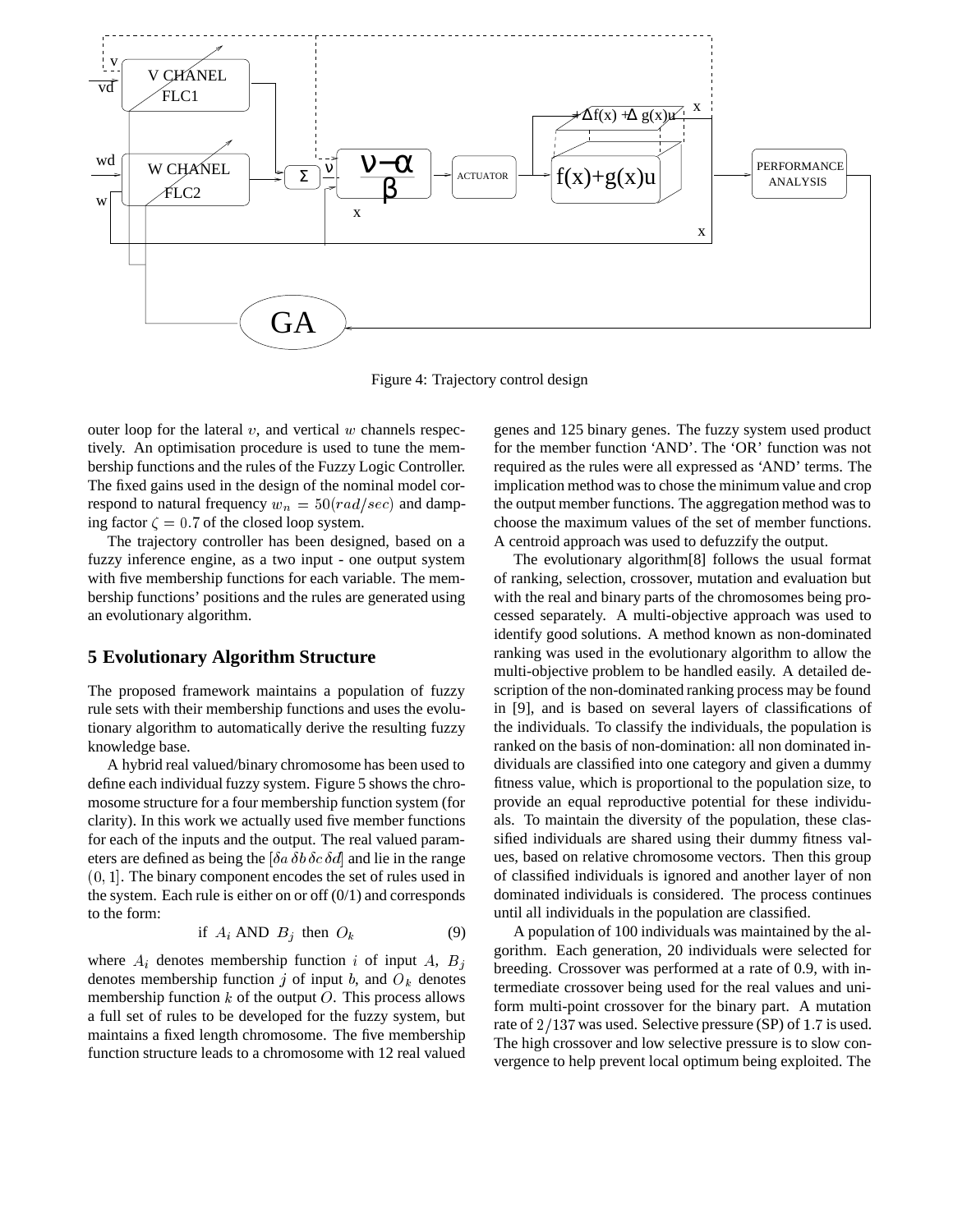Figure 4: Trajectory control design

outer loop for the lateral $v$, and vertical $w$ channels respectively. An optimisation procedure is used to tune the membership functions and the rules of the Fuzzy Logic Controller. The fixed gains used in the design of the nominal model correspond to natural frequency $w_n = 50(rad/sec)$ and damping factor $\zeta = 0.7$ of the closed loop system.

The trajectory controller has been designed, based on a fuzzy inference engine, as a two input - one output system with five membership functions for each variable. The membership functions' positions and the rules are generated using an evolutionary algorithm.

## 5 Evolutionary Algorithm Structure

The proposed framework maintains a population of fuzzy rule sets with their membership functions and uses the evolutionary algorithm to automatically derive the resulting fuzzy knowledge base.

A hybrid real valued/binary chromosome has been used to define each individual fuzzy system. Figure 5 shows the chromosome structure for a four membership function system (for clarity). In this work we actually used five member functions for each of the inputs and the output. The real valued parameters are defined as being the $[\delta a\, \delta b\, \delta c\, \delta d]$ and lie in the range $(0, 1]$. The binary component encodes the set of rules used in the system. Each rule is either on or off (0/1) and corresponds to the form:

$$\text{if } A_i \text{ AND } B_j \text{ then } O_k \tag{9}$$

where $A_i$ denotes membership function $i$ of input $A$, $B_j$ denotes membership function $j$ of input $b$, and $O_k$ denotes membership function $k$ of the output $O$. This process allows a full set of rules to be developed for the fuzzy system, but maintains a fixed length chromosome. The five membership function structure leads to a chromosome with 12 real valued genes and 125 binary genes. The fuzzy system used product for the member function 'AND'. The 'OR' function was not required as the rules were all expressed as 'AND' terms. The implication method was to chose the minimum value and crop the output member functions. The aggregation method was to choose the maximum values of the set of member functions. A centroid approach was used to defuzzify the output.

The evolutionary algorithm[8] follows the usual format of ranking, selection, crossover, mutation and evaluation but with the real and binary parts of the chromosomes being processed separately. A multi-objective approach was used to identify good solutions. A method known as non-dominated ranking was used in the evolutionary algorithm to allow the multi-objective problem to be handled easily. A detailed description of the non-dominated ranking process may be found in [9], and is based on several layers of classifications of the individuals. To classify the individuals, the population is ranked on the basis of non-domination: all non dominated individuals are classified into one category and given a dummy fitness value, which is proportional to the population size, to provide an equal reproductive potential for these individuals. To maintain the diversity of the population, these classified individuals are shared using their dummy fitness values, based on relative chromosome vectors. Then this group of classified individuals is ignored and another layer of non dominated individuals is considered. The process continues until all individuals in the population are classified.

A population of 100 individuals was maintained by the algorithm. Each generation, 20 individuals were selected for breeding. Crossover was performed at a rate of 0.9, with intermediate crossover being used for the real values and uniform multi-point crossover for the binary part. A mutation rate of $2/137$ was used. Selective pressure (SP) of $1.7$ is used. The high crossover and low selective pressure is to slow convergence to help prevent local optimum being exploited. The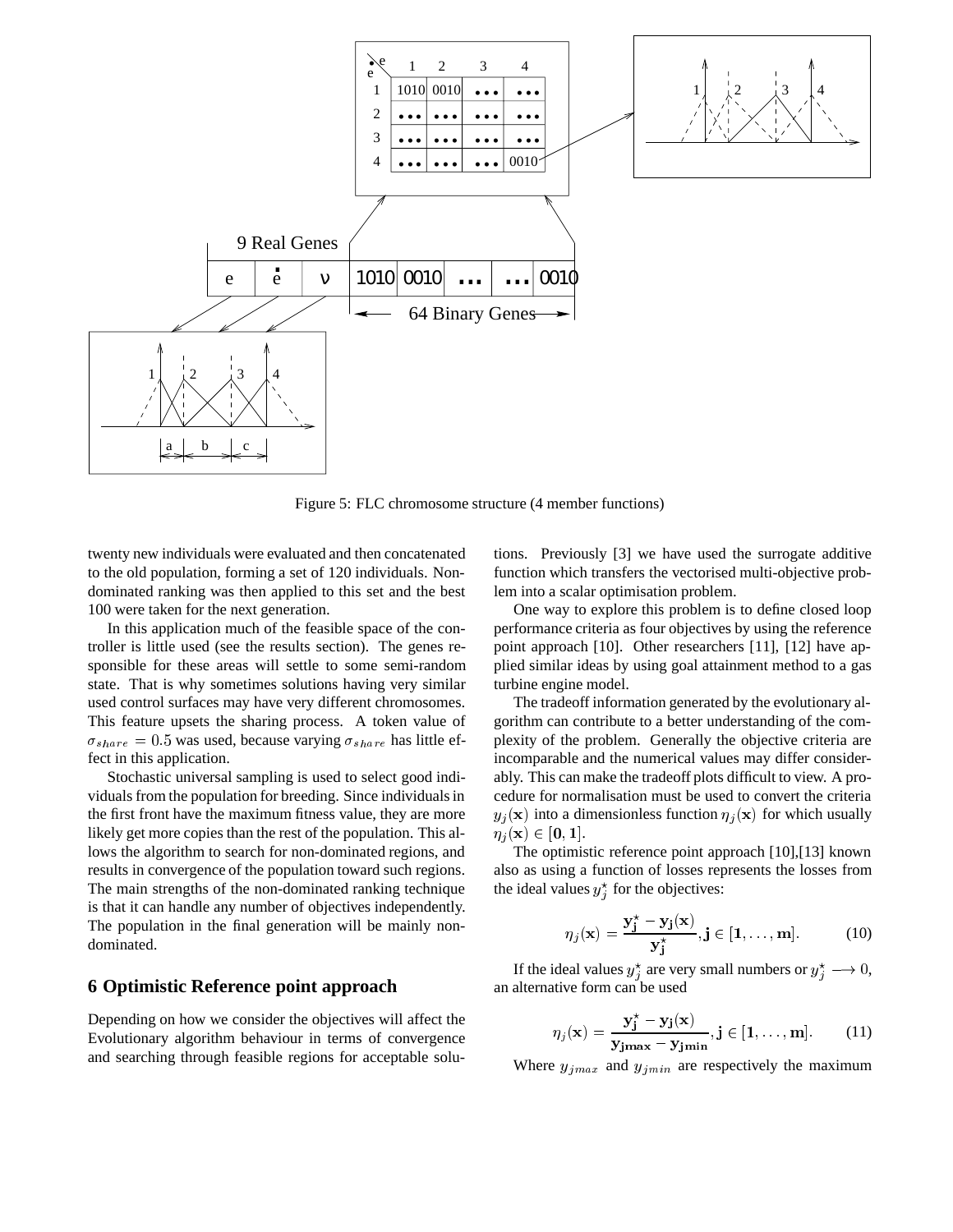Figure 5: FLC chromosome structure (4 member functions)

twenty new individuals were evaluated and then concatenated to the old population, forming a set of 120 individuals. Non-dominated ranking was then applied to this set and the best 100 were taken for the next generation.

In this application much of the feasible space of the controller is little used (see the results section). The genes responsible for these areas will settle to some semi-random state. That is why sometimes solutions having very similar used control surfaces may have very different chromosomes. This feature upsets the sharing process. A token value of $\sigma_{share} = 0.5$ was used, because varying $\sigma_{share}$ has little effect in this application.

Stochastic universal sampling is used to select good individuals from the population for breeding. Since individuals in the first front have the maximum fitness value, they are more likely get more copies than the rest of the population. This allows the algorithm to search for non-dominated regions, and results in convergence of the population toward such regions. The main strengths of the non-dominated ranking technique is that it can handle any number of objectives independently. The population in the final generation will be mainly non-dominated.

## 6 Optimistic Reference point approach

Depending on how we consider the objectives will affect the Evolutionary algorithm behaviour in terms of convergence and searching through feasible regions for acceptable solutions. Previously [3] we have used the surrogate additive function which transfers the vectorised multi-objective problem into a scalar optimisation problem.

One way to explore this problem is to define closed loop performance criteria as four objectives by using the reference point approach [10]. Other researchers [11], [12] have applied similar ideas by using goal attainment method to a gas turbine engine model.

The tradeoff information generated by the evolutionary algorithm can contribute to a better understanding of the complexity of the problem. Generally the objective criteria are incomparable and the numerical values may differ considerably. This can make the tradeoff plots difficult to view. A procedure for normalisation must be used to convert the criteria $y_j(\mathbf{x})$ into a dimensionless function $\eta_j(\mathbf{x})$ for which usually $\eta_j(\mathbf{x}) \in [\mathbf{0}, \mathbf{1}]$.

The optimistic reference point approach [10],[13] known also as using a function of losses represents the losses from the ideal values $y_j^\star$ for the objectives:

$$\eta_j(\mathbf{x}) = \frac{\mathbf{y_j^\star} - \mathbf{y_j(x)}}{\mathbf{y_j^\star}}, \mathbf{j} \in [\mathbf{1}, \ldots, \mathbf{m}]. \tag{10}$$

If the ideal values $y_j^\star$ are very small numbers or $y_j^\star \longrightarrow 0$, an alternative form can be used

$$\eta_j(\mathbf{x}) = \frac{\mathbf{y_j^\star} - \mathbf{y_j(x)}}{\mathbf{y_{jmax}} - \mathbf{y_{jmin}}}, \mathbf{j} \in [\mathbf{1}, \ldots, \mathbf{m}]. \tag{11}$$

Where $y_{jmax}$ and $y_{jmin}$ are respectively the maximum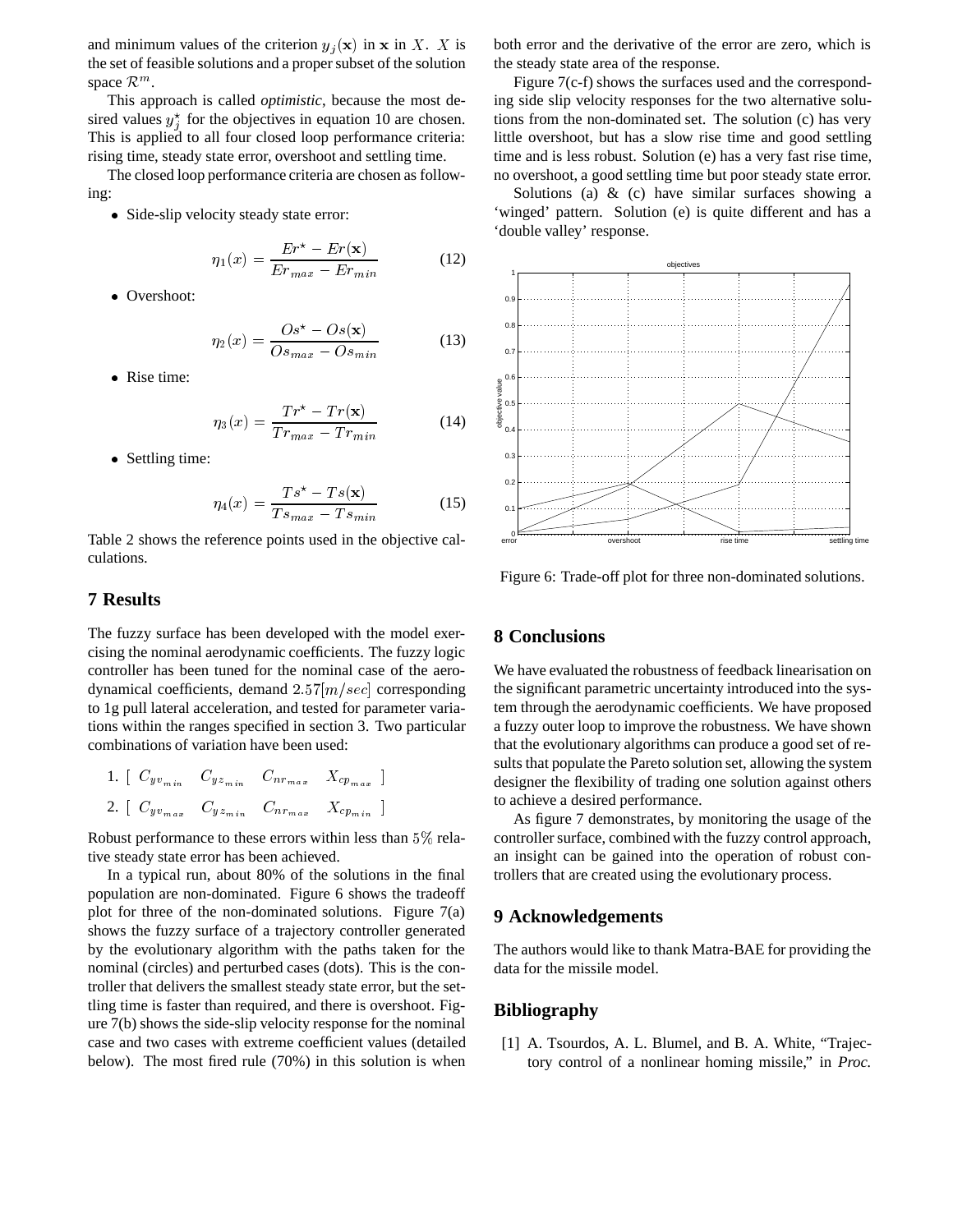and minimum values of the criterion $y_j(\mathbf{x})$ in $\mathbf{x}$ in $X$. $X$ is the set of feasible solutions and a proper subset of the solution space $\mathcal{R}^m$.

This approach is called *optimistic*, because the most desired values $y_j^\star$ for the objectives in equation 10 are chosen. This is applied to all four closed loop performance criteria: rising time, steady state error, overshoot and settling time.

The closed loop performance criteria are chosen as following:

- Side-slip velocity steady state error:

$$\eta_1(x) = \frac{Er^\star - Er(\mathbf{x})}{Er_{max} - Er_{min}} \tag{12}$$

- Overshoot:

$$\eta_2(x) = \frac{Os^\star - Os(\mathbf{x})}{Os_{max} - Os_{min}} \tag{13}$$

- Rise time:

$$\eta_3(x) = \frac{Tr^\star - Tr(\mathbf{x})}{Tr_{max} - Tr_{min}} \tag{14}$$

- Settling time:

$$\eta_4(x) = \frac{Ts^\star - Ts(\mathbf{x})}{Ts_{max} - Ts_{min}} \tag{15}$$

Table 2 shows the reference points used in the objective calculations.

## 7 Results

The fuzzy surface has been developed with the model exercising the nominal aerodynamic coefficients. The fuzzy logic controller has been tuned for the nominal case of the aerodynamical coefficients, demand $2.57[m/sec]$ corresponding to 1g pull lateral acceleration, and tested for parameter variations within the ranges specified in section 3. Two particular combinations of variation have been used:

1. $[\ C_{yv_{min}} \quad C_{yz_{min}} \quad C_{nr_{max}} \quad X_{cp_{max}}\ ]$
2. $[\ C_{yv_{max}} \quad C_{yz_{min}} \quad C_{nr_{max}} \quad X_{cp_{min}}\ ]$

Robust performance to these errors within less than $5\%$ relative steady state error has been achieved.

In a typical run, about 80% of the solutions in the final population are non-dominated. Figure 6 shows the tradeoff plot for three of the non-dominated solutions. Figure 7(a) shows the fuzzy surface of a trajectory controller generated by the evolutionary algorithm with the paths taken for the nominal (circles) and perturbed cases (dots). This is the controller that delivers the smallest steady state error, but the settling time is faster than required, and there is overshoot. Figure 7(b) shows the side-slip velocity response for the nominal case and two cases with extreme coefficient values (detailed below). The most fired rule (70%) in this solution is when both error and the derivative of the error are zero, which is the steady state area of the response.

Figure 7(c-f) shows the surfaces used and the corresponding side slip velocity responses for the two alternative solutions from the non-dominated set. The solution (c) has very little overshoot, but has a slow rise time and good settling time and is less robust. Solution (e) has a very fast rise time, no overshoot, a good settling time but poor steady state error.

Solutions (a) & (c) have similar surfaces showing a 'winged' pattern. Solution (e) is quite different and has a 'double valley' response.

Figure 6: Trade-off plot for three non-dominated solutions.

## 8 Conclusions

We have evaluated the robustness of feedback linearisation on the significant parametric uncertainty introduced into the system through the aerodynamic coefficients. We have proposed a fuzzy outer loop to improve the robustness. We have shown that the evolutionary algorithms can produce a good set of results that populate the Pareto solution set, allowing the system designer the flexibility of trading one solution against others to achieve a desired performance.

As figure 7 demonstrates, by monitoring the usage of the controller surface, combined with the fuzzy control approach, an insight can be gained into the operation of robust controllers that are created using the evolutionary process.

## 9 Acknowledgements

The authors would like to thank Matra-BAE for providing the data for the missile model.

## Bibliography

[1] A. Tsourdos, A. L. Blumel, and B. A. White, "Trajectory control of a nonlinear homing missile," in *Proc.*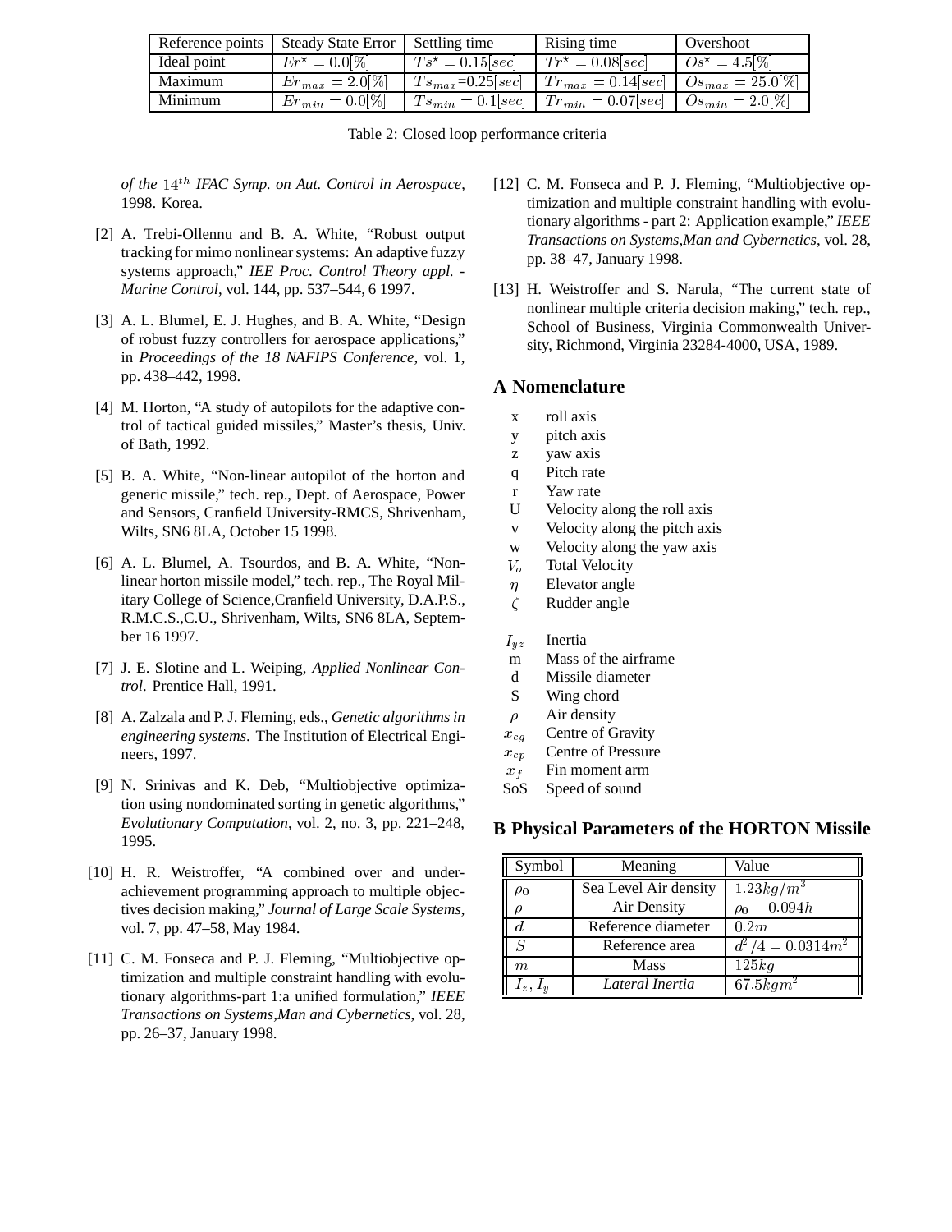| Reference points | Steady State Error | Settling time | Rising time | Overshoot |
|---|---|---|---|---|
| Ideal point | $Er^{\star} = 0.0[\%]$ | $Ts^{\star} = 0.15[sec]$ | $Tr^{\star} = 0.08[sec]$ | $Os^{\star} = 4.5[\%]$ |
| Maximum | $Er_{max} = 2.0[\%]$ | $Ts_{max}$=0.25$[sec]$ | $Tr_{max} = 0.14[sec]$ | $Os_{max} = 25.0[\%]$ |
| Minimum | $Er_{min} = 0.0[\%]$ | $Ts_{min} = 0.1[sec]$ | $Tr_{min} = 0.07[sec]$ | $Os_{min} = 2.0[\%]$ |

Table 2: Closed loop performance criteria

*of the $14^{th}$ IFAC Symp. on Aut. Control in Aerospace*, 1998. Korea.

[2] A. Trebi-Ollennu and B. A. White, "Robust output tracking for mimo nonlinear systems: An adaptive fuzzy systems approach," *IEE Proc. Control Theory appl. - Marine Control*, vol. 144, pp. 537–544, 6 1997.

[3] A. L. Blumel, E. J. Hughes, and B. A. White, "Design of robust fuzzy controllers for aerospace applications," in *Proceedings of the 18 NAFIPS Conference*, vol. 1, pp. 438–442, 1998.

[4] M. Horton, "A study of autopilots for the adaptive control of tactical guided missiles," Master's thesis, Univ. of Bath, 1992.

[5] B. A. White, "Non-linear autopilot of the horton and generic missile," tech. rep., Dept. of Aerospace, Power and Sensors, Cranfield University-RMCS, Shrivenham, Wilts, SN6 8LA, October 15 1998.

[6] A. L. Blumel, A. Tsourdos, and B. A. White, "Nonlinear horton missile model," tech. rep., The Royal Military College of Science,Cranfield University, D.A.P.S., R.M.C.S.,C.U., Shrivenham, Wilts, SN6 8LA, September 16 1997.

[7] J. E. Slotine and L. Weiping, *Applied Nonlinear Control*. Prentice Hall, 1991.

[8] A. Zalzala and P. J. Fleming, eds., *Genetic algorithms in engineering systems*. The Institution of Electrical Engineers, 1997.

[9] N. Srinivas and K. Deb, "Multiobjective optimization using nondominated sorting in genetic algorithms," *Evolutionary Computation*, vol. 2, no. 3, pp. 221–248, 1995.

[10] H. R. Weistroffer, "A combined over and underachievement programming approach to multiple objectives decision making," *Journal of Large Scale Systems*, vol. 7, pp. 47–58, May 1984.

[11] C. M. Fonseca and P. J. Fleming, "Multiobjective optimization and multiple constraint handling with evolutionary algorithms-part 1:a unified formulation," *IEEE Transactions on Systems,Man and Cybernetics*, vol. 28, pp. 26–37, January 1998.

[12] C. M. Fonseca and P. J. Fleming, "Multiobjective optimization and multiple constraint handling with evolutionary algorithms - part 2: Application example," *IEEE Transactions on Systems,Man and Cybernetics*, vol. 28, pp. 38–47, January 1998.

[13] H. Weistroffer and S. Narula, "The current state of nonlinear multiple criteria decision making," tech. rep., School of Business, Virginia Commonwealth University, Richmond, Virginia 23284-4000, USA, 1989.

## A Nomenclature

| | |
|---|---|
| x | roll axis |
| y | pitch axis |
| z | yaw axis |
| q | Pitch rate |
| r | Yaw rate |
| U | Velocity along the roll axis |
| v | Velocity along the pitch axis |
| w | Velocity along the yaw axis |
| $V_o$ | Total Velocity |
| $\eta$ | Elevator angle |
| $\zeta$ | Rudder angle |
| $I_{yz}$ | Inertia |
| m | Mass of the airframe |
| d | Missile diameter |
| S | Wing chord |
| $\rho$ | Air density |
| $x_{cg}$ | Centre of Gravity |
| $x_{cp}$ | Centre of Pressure |
| $x_f$ | Fin moment arm |
| SoS | Speed of sound |

## B Physical Parameters of the HORTON Missile

| Symbol | Meaning | Value |
|---|---|---|
| $\rho_0$ | Sea Level Air density | $1.23 kg/m^3$ |
| $\rho$ | Air Density | $\rho_0 - 0.094h$ |
| $d$ | Reference diameter | $0.2m$ |
| $S$ | Reference area | $d^2/4 = 0.0314m^2$ |
| $m$ | Mass | $125kg$ |
| $I_z, I_y$ | *Lateral Inertia* | $67.5kgm^2$ |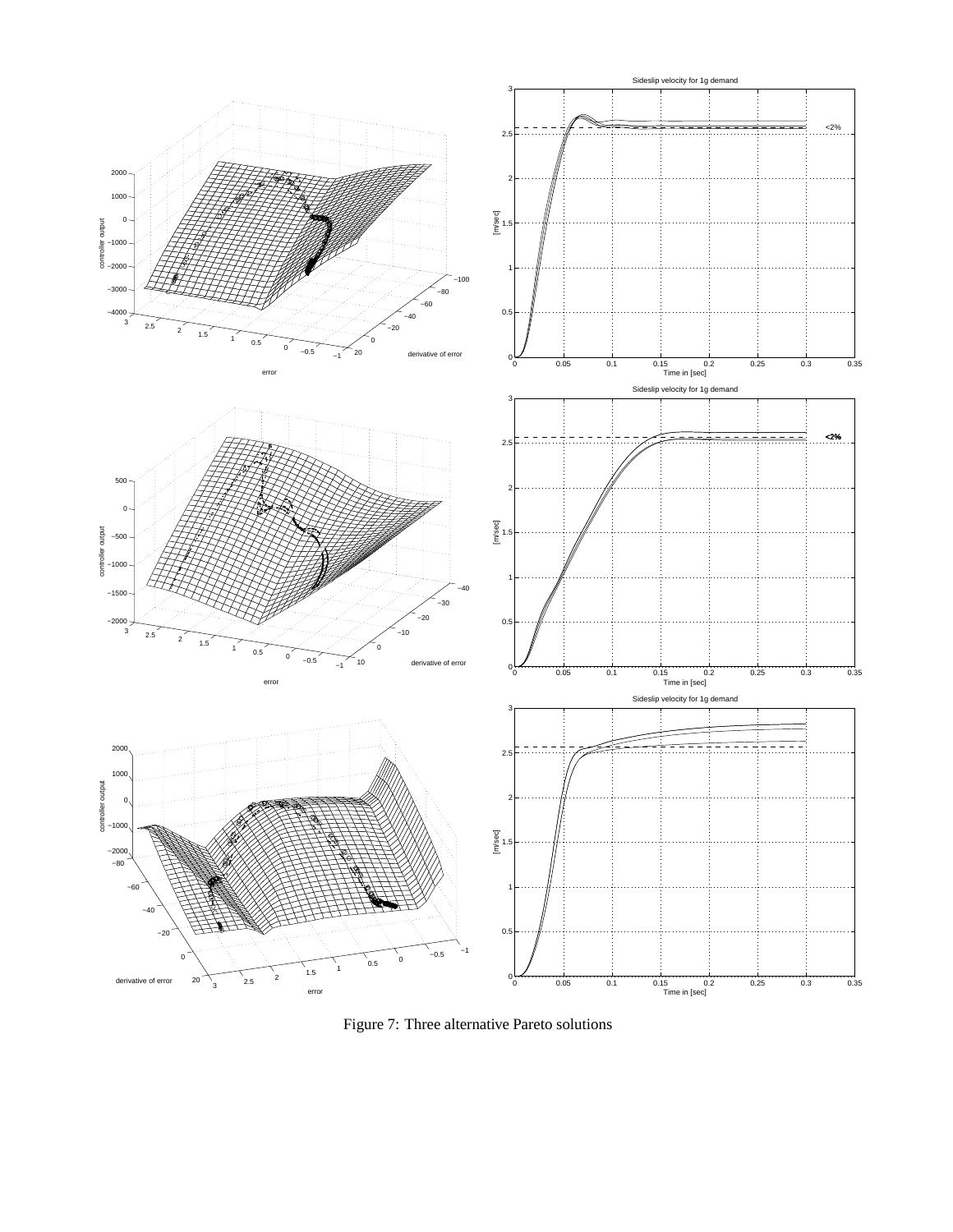controller output
2000
1000
0
−1000
−2000
−3000
−4000
3
2.5
2
1.5
1
0.5
0
−0.5
−1
error
20
0
−20
−40
−60
−80
−100
derivative of error

Sideslip velocity for 1g demand
[m/sec]
Time in [sec]
<2%

controller output
500
0
−500
−1000
−1500
−2000
3
2.5
2
1.5
1
0.5
0
−0.5
−1
error
10
0
−10
−20
−30
−40
derivative of error

Sideslip velocity for 1g demand
[m/sec]
Time in [sec]
<2%

controller output
2000
1000
0
−1000
−2000
−80
−60
−40
−20
0
20
derivative of error
3
2.5
2
1.5
1
0.5
0
−0.5
−1
error

Sideslip velocity for 1g demand
[m/sec]
Time in [sec]

Figure 7: Three alternative Pareto solutions